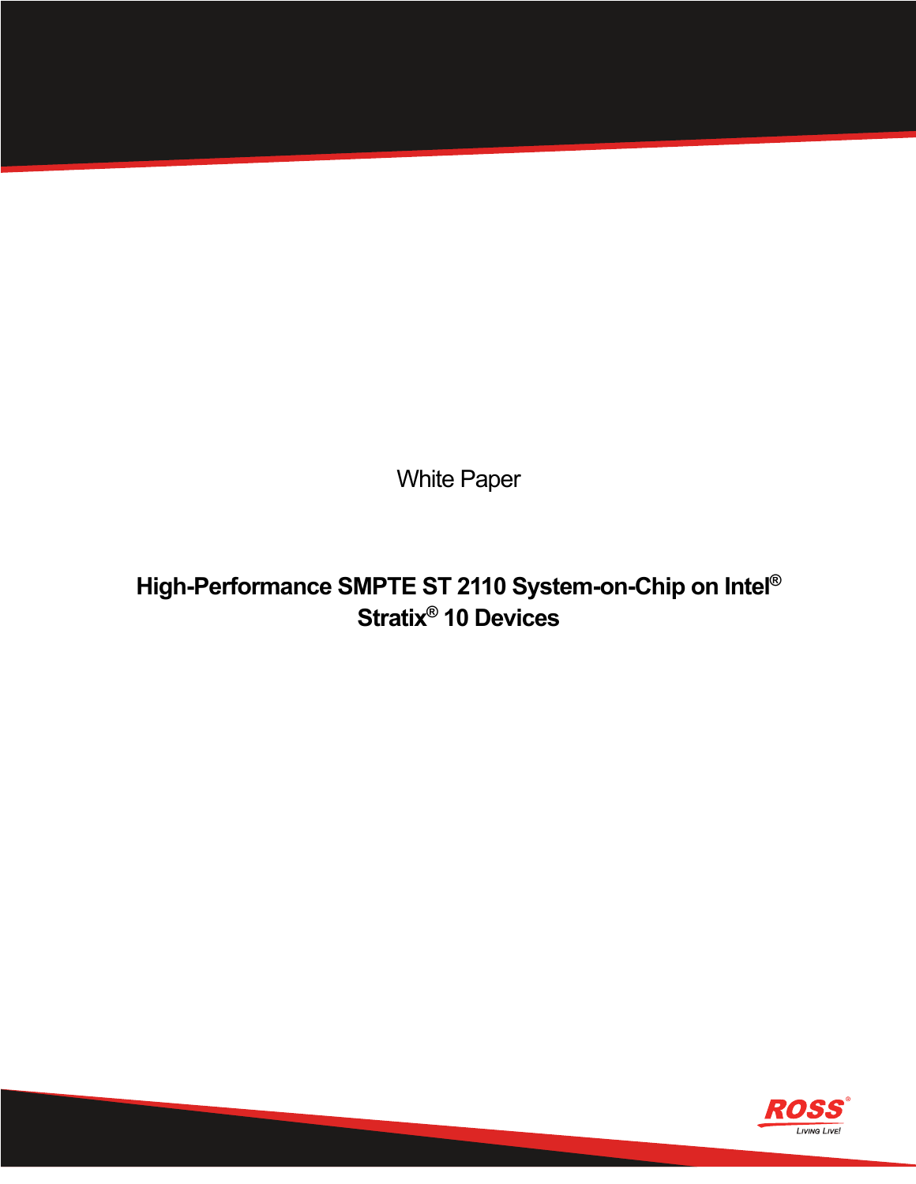White Paper

# High-Performance SMPTE ST 2110 System-on-Chip on Intel® Stratix® 10 Devices

ROSS®

LIVING LIVE!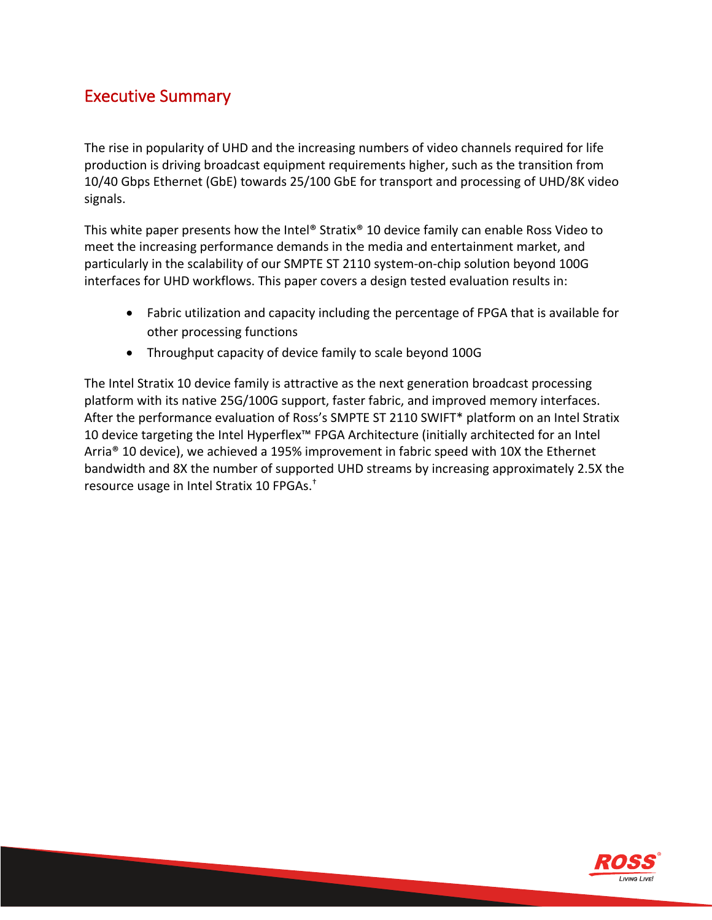## Executive Summary

The rise in popularity of UHD and the increasing numbers of video channels required for life production is driving broadcast equipment requirements higher, such as the transition from 10/40 Gbps Ethernet (GbE) towards 25/100 GbE for transport and processing of UHD/8K video signals.

This white paper presents how the Intel® Stratix® 10 device family can enable Ross Video to meet the increasing performance demands in the media and entertainment market, and particularly in the scalability of our SMPTE ST 2110 system-on-chip solution beyond 100G interfaces for UHD workflows. This paper covers a design tested evaluation results in:

- Fabric utilization and capacity including the percentage of FPGA that is available for other processing functions
- Throughput capacity of device family to scale beyond 100G

The Intel Stratix 10 device family is attractive as the next generation broadcast processing platform with its native 25G/100G support, faster fabric, and improved memory interfaces. After the performance evaluation of Ross's SMPTE ST 2110 SWIFT* platform on an Intel Stratix 10 device targeting the Intel Hyperflex™ FPGA Architecture (initially architected for an Intel Arria® 10 device), we achieved a 195% improvement in fabric speed with 10X the Ethernet bandwidth and 8X the number of supported UHD streams by increasing approximately 2.5X the resource usage in Intel Stratix 10 FPGAs.[†]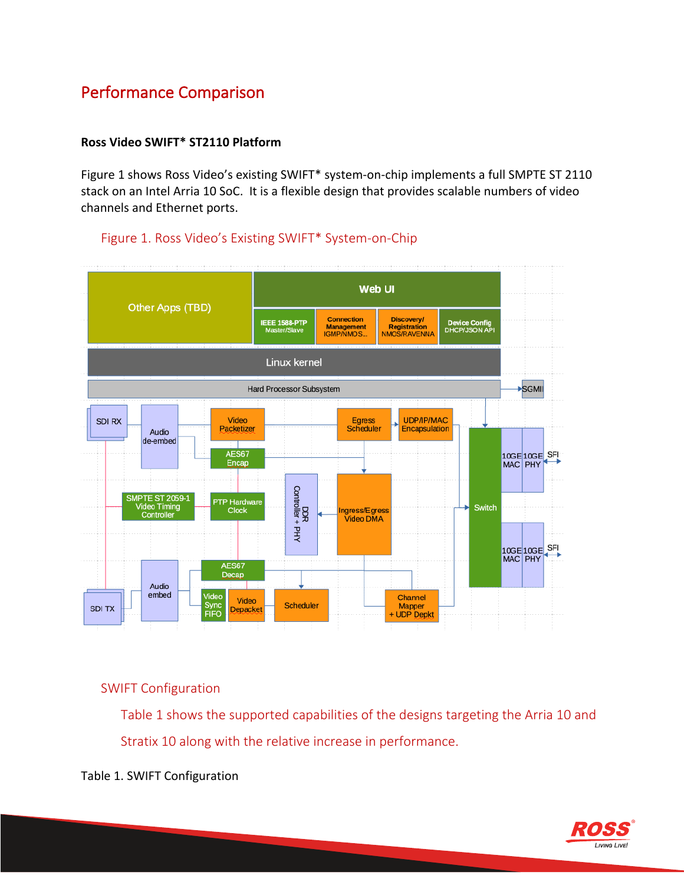# Performance Comparison

**Ross Video SWIFT* ST2110 Platform**

Figure 1 shows Ross Video's existing SWIFT* system-on-chip implements a full SMPTE ST 2110 stack on an Intel Arria 10 SoC. It is a flexible design that provides scalable numbers of video channels and Ethernet ports.

## Figure 1. Ross Video's Existing SWIFT* System-on-Chip

## SWIFT Configuration

Table 1 shows the supported capabilities of the designs targeting the Arria 10 and Stratix 10 along with the relative increase in performance.

Table 1. SWIFT Configuration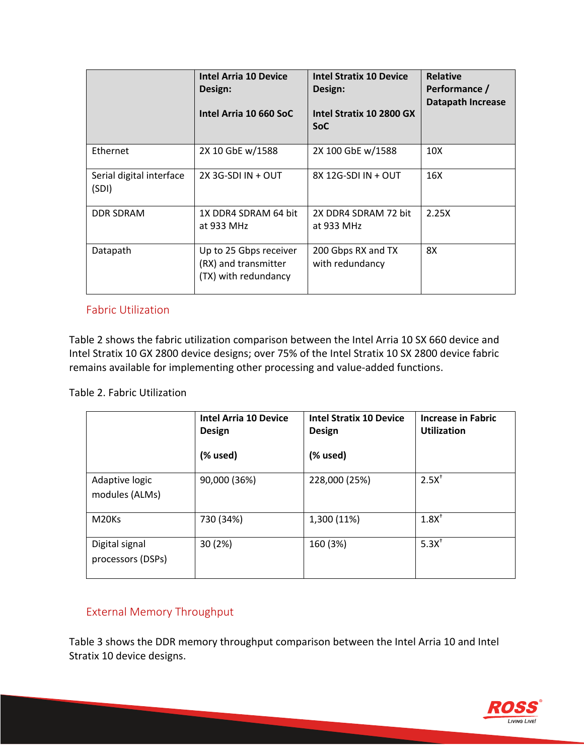| | **Intel Arria 10 Device Design:**<br><br>**Intel Arria 10 660 SoC** | **Intel Stratix 10 Device Design:**<br><br>**Intel Stratix 10 2800 GX SoC** | **Relative Performance / Datapath Increase** |
|---|---|---|---|
| Ethernet | 2X 10 GbE w/1588 | 2X 100 GbE w/1588 | 10X |
| Serial digital interface (SDI) | 2X 3G-SDI IN + OUT | 8X 12G-SDI IN + OUT | 16X |
| DDR SDRAM | 1X DDR4 SDRAM 64 bit at 933 MHz | 2X DDR4 SDRAM 72 bit at 933 MHz | 2.25X |
| Datapath | Up to 25 Gbps receiver (RX) and transmitter (TX) with redundancy | 200 Gbps RX and TX with redundancy | 8X |

## Fabric Utilization

Table 2 shows the fabric utilization comparison between the Intel Arria 10 SX 660 device and Intel Stratix 10 GX 2800 device designs; over 75% of the Intel Stratix 10 SX 2800 device fabric remains available for implementing other processing and value-added functions.

Table 2. Fabric Utilization

| | **Intel Arria 10 Device Design**<br><br>**(% used)** | **Intel Stratix 10 Device Design**<br><br>**(% used)** | **Increase in Fabric Utilization** |
|---|---|---|---|
| Adaptive logic modules (ALMs) | 90,000 (36%) | 228,000 (25%) | 2.5X[†] |
| M20Ks | 730 (34%) | 1,300 (11%) | 1.8X[†] |
| Digital signal processors (DSPs) | 30 (2%) | 160 (3%) | 5.3X[†] |

## External Memory Throughput

Table 3 shows the DDR memory throughput comparison between the Intel Arria 10 and Intel Stratix 10 device designs.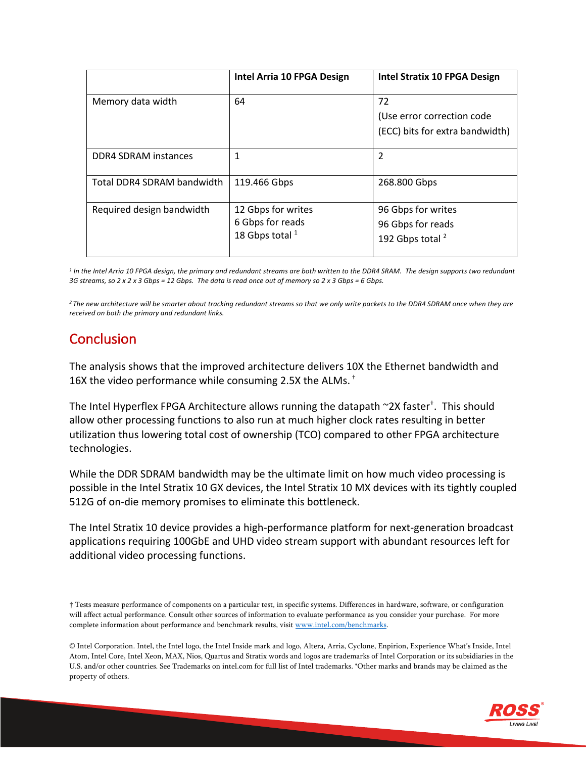| | Intel Arria 10 FPGA Design | Intel Stratix 10 FPGA Design |
|---|---|---|
| Memory data width | 64 | 72<br>(Use error correction code (ECC) bits for extra bandwidth) |
| DDR4 SDRAM instances | 1 | 2 |
| Total DDR4 SDRAM bandwidth | 119.466 Gbps | 268.800 Gbps |
| Required design bandwidth | 12 Gbps for writes<br>6 Gbps for reads<br>18 Gbps total [1] | 96 Gbps for writes<br>96 Gbps for reads<br>192 Gbps total [2] |

*[1] In the Intel Arria 10 FPGA design, the primary and redundant streams are both written to the DDR4 SRAM. The design supports two redundant 3G streams, so 2 x 2 x 3 Gbps = 12 Gbps. The data is read once out of memory so 2 x 3 Gbps = 6 Gbps.*

*[2] The new architecture will be smarter about tracking redundant streams so that we only write packets to the DDR4 SDRAM once when they are received on both the primary and redundant links.*

## Conclusion

The analysis shows that the improved architecture delivers 10X the Ethernet bandwidth and 16X the video performance while consuming 2.5X the ALMs. †

The Intel Hyperflex FPGA Architecture allows running the datapath ~2X faster†. This should allow other processing functions to also run at much higher clock rates resulting in better utilization thus lowering total cost of ownership (TCO) compared to other FPGA architecture technologies.

While the DDR SDRAM bandwidth may be the ultimate limit on how much video processing is possible in the Intel Stratix 10 GX devices, the Intel Stratix 10 MX devices with its tightly coupled 512G of on-die memory promises to eliminate this bottleneck.

The Intel Stratix 10 device provides a high-performance platform for next-generation broadcast applications requiring 100GbE and UHD video stream support with abundant resources left for additional video processing functions.

† Tests measure performance of components on a particular test, in specific systems. Differences in hardware, software, or configuration will affect actual performance. Consult other sources of information to evaluate performance as you consider your purchase. For more complete information about performance and benchmark results, visit www.intel.com/benchmarks.

© Intel Corporation. Intel, the Intel logo, the Intel Inside mark and logo, Altera, Arria, Cyclone, Enpirion, Experience What's Inside, Intel Atom, Intel Core, Intel Xeon, MAX, Nios, Quartus and Stratix words and logos are trademarks of Intel Corporation or its subsidiaries in the U.S. and/or other countries. See Trademarks on intel.com for full list of Intel trademarks. *Other marks and brands may be claimed as the property of others.